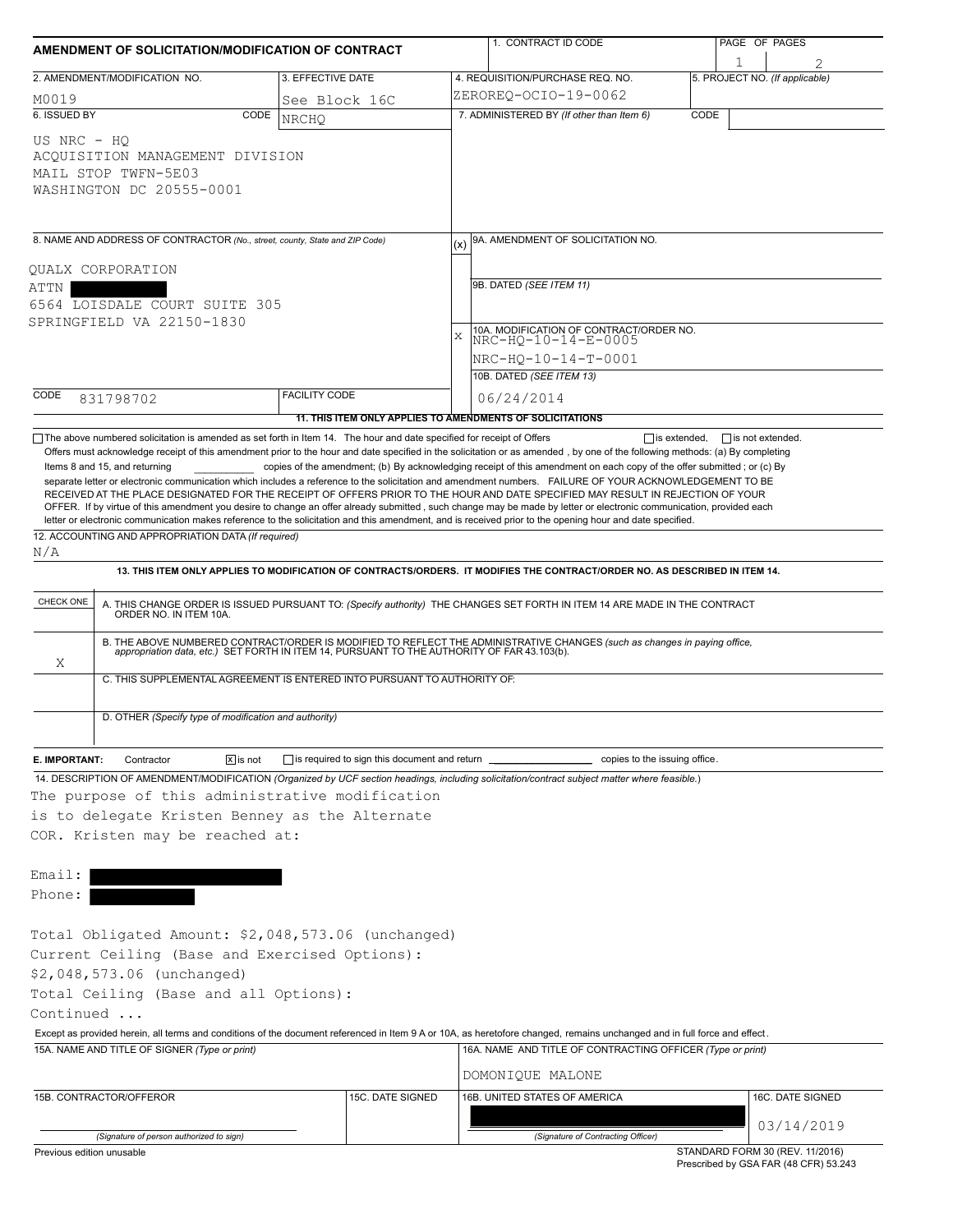# AMENDMENT OF SOLICITATION/MODIFICATION OF CONTRACT

| 1. CONTRACT ID CODE | PAGE OF PAGES |
|---|---|
| | 1 / 2 |

| 2. AMENDMENT/MODIFICATION NO. | 3. EFFECTIVE DATE | 4. REQUISITION/PURCHASE REQ. NO. | 5. PROJECT NO. (If applicable) |
|---|---|---|---|
| M0019 | See Block 16C | ZEROREQ-OCIO-19-0062 | |

| 6. ISSUED BY CODE NRCHQ | 7. ADMINISTERED BY (If other than Item 6) CODE |
|---|---|
| US NRC - HQ<br>ACQUISITION MANAGEMENT DIVISION<br>MAIL STOP TWFN-5E03<br>WASHINGTON DC 20555-0001 | |

**8. NAME AND ADDRESS OF CONTRACTOR** (No., street, county, State and ZIP Code)

QUALX CORPORATION
ATTN [REDACTED]
6564 LOISDALE COURT SUITE 305
SPRINGFIELD VA 22150-1830

CODE 831798702 | FACILITY CODE

(x) 9A. AMENDMENT OF SOLICITATION NO.

9B. DATED (SEE ITEM 11)

X 10A. MODIFICATION OF CONTRACT/ORDER NO.
NRC-HQ-10-14-E-0005
NRC-HQ-10-14-T-0001

10B. DATED (SEE ITEM 13)
06/24/2014

**11. THIS ITEM ONLY APPLIES TO AMENDMENTS OF SOLICITATIONS**

☐ The above numbered solicitation is amended as set forth in Item 14. The hour and date specified for receipt of Offers ☐ is extended, ☐ is not extended.

Offers must acknowledge receipt of this amendment prior to the hour and date specified in the solicitation or as amended, by one of the following methods: (a) By completing Items 8 and 15, and returning \_\_\_\_\_\_\_\_\_\_ copies of the amendment; (b) By acknowledging receipt of this amendment on each copy of the offer submitted ; or (c) By separate letter or electronic communication which includes a reference to the solicitation and amendment numbers. FAILURE OF YOUR ACKNOWLEDGEMENT TO BE RECEIVED AT THE PLACE DESIGNATED FOR THE RECEIPT OF OFFERS PRIOR TO THE HOUR AND DATE SPECIFIED MAY RESULT IN REJECTION OF YOUR OFFER. If by virtue of this amendment you desire to change an offer already submitted , such change may be made by letter or electronic communication, provided each letter or electronic communication makes reference to the solicitation and this amendment, and is received prior to the opening hour and date specified.

**12. ACCOUNTING AND APPROPRIATION DATA** (If required)
N/A

**13. THIS ITEM ONLY APPLIES TO MODIFICATION OF CONTRACTS/ORDERS. IT MODIFIES THE CONTRACT/ORDER NO. AS DESCRIBED IN ITEM 14.**

| CHECK ONE | |
|---|---|
| | A. THIS CHANGE ORDER IS ISSUED PURSUANT TO: (Specify authority) THE CHANGES SET FORTH IN ITEM 14 ARE MADE IN THE CONTRACT ORDER NO. IN ITEM 10A. |
| X | B. THE ABOVE NUMBERED CONTRACT/ORDER IS MODIFIED TO REFLECT THE ADMINISTRATIVE CHANGES (such as changes in paying office, appropriation data, etc.) SET FORTH IN ITEM 14, PURSUANT TO THE AUTHORITY OF FAR 43.103(b). |
| | C. THIS SUPPLEMENTAL AGREEMENT IS ENTERED INTO PURSUANT TO AUTHORITY OF: |
| | D. OTHER (Specify type of modification and authority) |

**E. IMPORTANT:** Contractor ☒ is not ☐ is required to sign this document and return \_\_\_\_\_\_\_\_\_\_ copies to the issuing office.

**14. DESCRIPTION OF AMENDMENT/MODIFICATION** (Organized by UCF section headings, including solicitation/contract subject matter where feasible.)

The purpose of this administrative modification is to delegate Kristen Benney as the Alternate COR. Kristen may be reached at:

Email: [REDACTED]
Phone: [REDACTED]

Total Obligated Amount: $2,048,573.06 (unchanged)
Current Ceiling (Base and Exercised Options): $2,048,573.06 (unchanged)
Total Ceiling (Base and all Options):
Continued ...

Except as provided herein, all terms and conditions of the document referenced in Item 9 A or 10A, as heretofore changed, remains unchanged and in full force and effect.

| 15A. NAME AND TITLE OF SIGNER (Type or print) | | 16A. NAME AND TITLE OF CONTRACTING OFFICER (Type or print) | |
|---|---|---|---|
| | | DOMONIQUE MALONE | |
| 15B. CONTRACTOR/OFFEROR | 15C. DATE SIGNED | 16B. UNITED STATES OF AMERICA | 16C. DATE SIGNED |
| (Signature of person authorized to sign) | | [REDACTED]<br>(Signature of Contracting Officer) | 03/14/2019 |

Previous edition unusable

STANDARD FORM 30 (REV. 11/2016)
Prescribed by GSA FAR (48 CFR) 53.243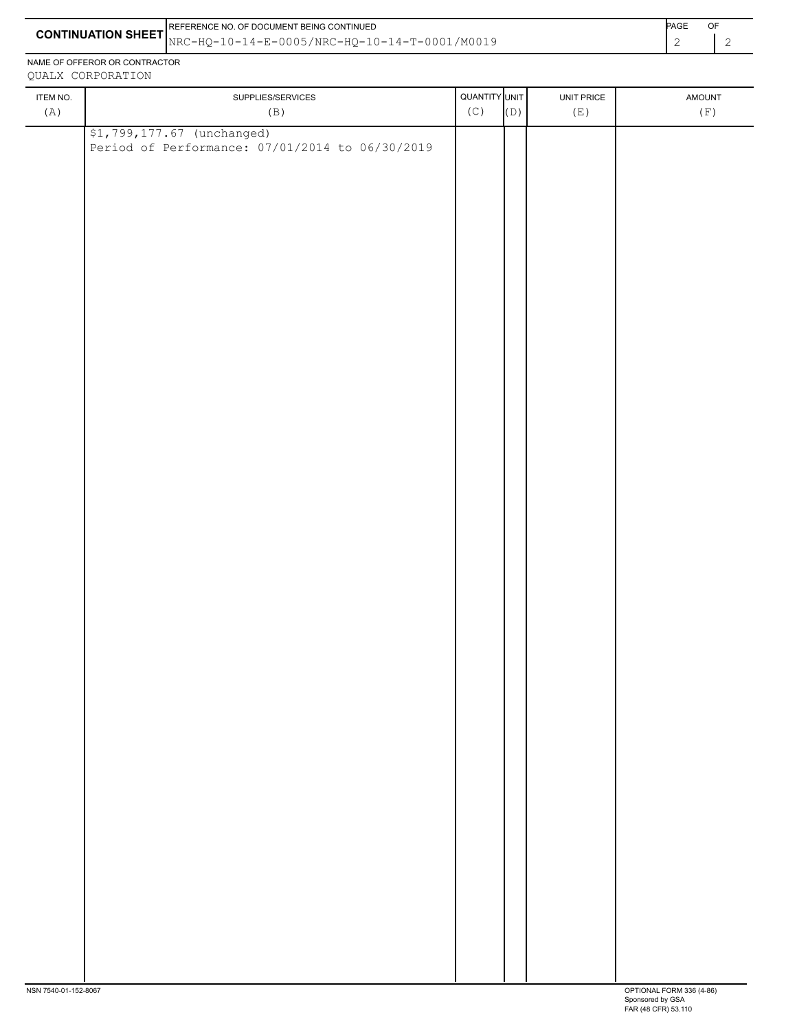**CONTINUATION SHEET**

REFERENCE NO. OF DOCUMENT BEING CONTINUED
NRC-HQ-10-14-E-0005/NRC-HQ-10-14-T-0001/M0019

NAME OF OFFEROR OR CONTRACTOR
QUALX CORPORATION

| ITEM NO. (A) | SUPPLIES/SERVICES (B) | QUANTITY (C) | UNIT (D) | UNIT PRICE (E) | AMOUNT (F) |
|---|---|---|---|---|---|
| | $1,799,177.67 (unchanged)<br>Period of Performance: 07/01/2014 to 06/30/2019 | | | | |

NSN 7540-01-152-8067

OPTIONAL FORM 336 (4-86)
Sponsored by GSA
FAR (48 CFR) 53.110